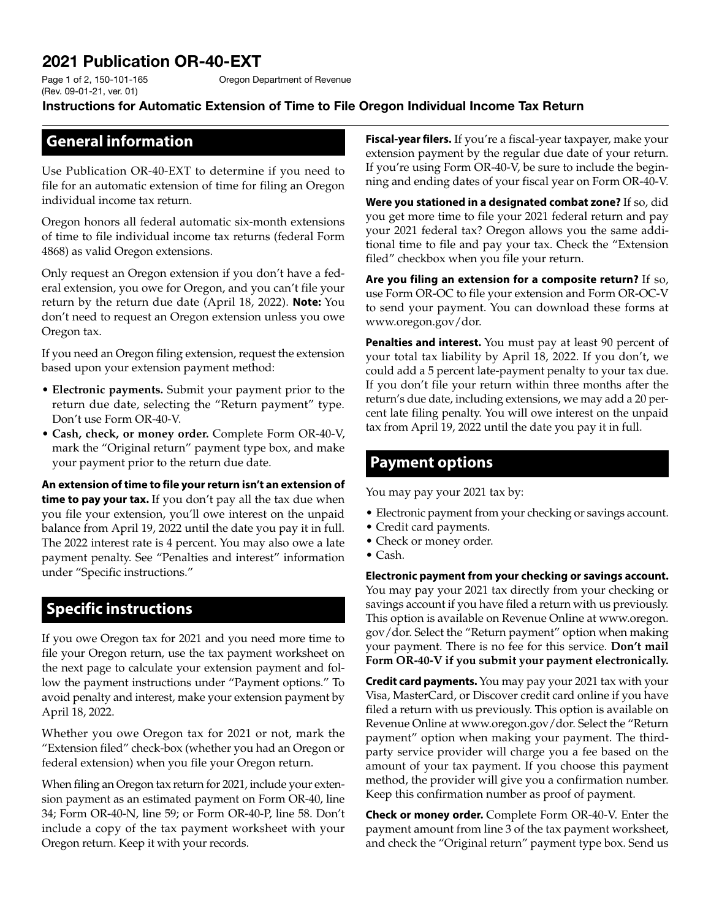# 2021 Publication OR-40-EXT

Page 1 of 2, 150-101-165 (Rev. 09-01-21, ver. 01)

Oregon Department of Revenue

**Instructions for Automatic Extension of Time to File Oregon Individual Income Tax Return**

## General information

Use Publication OR-40-EXT to determine if you need to file for an automatic extension of time for filing an Oregon individual income tax return.

Oregon honors all federal automatic six-month extensions of time to file individual income tax returns (federal Form 4868) as valid Oregon extensions.

Only request an Oregon extension if you don't have a federal extension, you owe for Oregon, and you can't file your return by the return due date (April 18, 2022). **Note:** You don't need to request an Oregon extension unless you owe Oregon tax.

If you need an Oregon filing extension, request the extension based upon your extension payment method:

- **Electronic payments.** Submit your payment prior to the return due date, selecting the "Return payment" type. Don't use Form OR-40-V.
- **Cash, check, or money order.** Complete Form OR-40-V, mark the "Original return" payment type box, and make your payment prior to the return due date.

**An extension of time to file your return isn't an extension of time to pay your tax.** If you don't pay all the tax due when you file your extension, you'll owe interest on the unpaid balance from April 19, 2022 until the date you pay it in full. The 2022 interest rate is 4 percent. You may also owe a late payment penalty. See "Penalties and interest" information under "Specific instructions."

## Specific instructions

If you owe Oregon tax for 2021 and you need more time to file your Oregon return, use the tax payment worksheet on the next page to calculate your extension payment and follow the payment instructions under "Payment options." To avoid penalty and interest, make your extension payment by April 18, 2022.

Whether you owe Oregon tax for 2021 or not, mark the "Extension filed" check-box (whether you had an Oregon or federal extension) when you file your Oregon return.

When filing an Oregon tax return for 2021, include your extension payment as an estimated payment on Form OR-40, line 34; Form OR-40-N, line 59; or Form OR-40-P, line 58. Don't include a copy of the tax payment worksheet with your Oregon return. Keep it with your records.

**Fiscal-year filers.** If you're a fiscal-year taxpayer, make your extension payment by the regular due date of your return. If you're using Form OR-40-V, be sure to include the beginning and ending dates of your fiscal year on Form OR-40-V.

**Were you stationed in a designated combat zone?** If so, did you get more time to file your 2021 federal return and pay your 2021 federal tax? Oregon allows you the same additional time to file and pay your tax. Check the "Extension filed" checkbox when you file your return.

**Are you filing an extension for a composite return?** If so, use Form OR-OC to file your extension and Form OR-OC-V to send your payment. You can download these forms at www.oregon.gov/dor.

**Penalties and interest.** You must pay at least 90 percent of your total tax liability by April 18, 2022. If you don't, we could add a 5 percent late-payment penalty to your tax due. If you don't file your return within three months after the return's due date, including extensions, we may add a 20 percent late filing penalty. You will owe interest on the unpaid tax from April 19, 2022 until the date you pay it in full.

## Payment options

You may pay your 2021 tax by:

- Electronic payment from your checking or savings account.
- Credit card payments.
- Check or money order.
- Cash.

**Electronic payment from your checking or savings account.** You may pay your 2021 tax directly from your checking or savings account if you have filed a return with us previously. This option is available on Revenue Online at www.oregon.gov/dor. Select the "Return payment" option when making your payment. There is no fee for this service. **Don't mail Form OR-40-V if you submit your payment electronically.**

**Credit card payments.** You may pay your 2021 tax with your Visa, MasterCard, or Discover credit card online if you have filed a return with us previously. This option is available on Revenue Online at www.oregon.gov/dor. Select the "Return payment" option when making your payment. The third-party service provider will charge you a fee based on the amount of your tax payment. If you choose this payment method, the provider will give you a confirmation number. Keep this confirmation number as proof of payment.

**Check or money order.** Complete Form OR-40-V. Enter the payment amount from line 3 of the tax payment worksheet, and check the "Original return" payment type box. Send us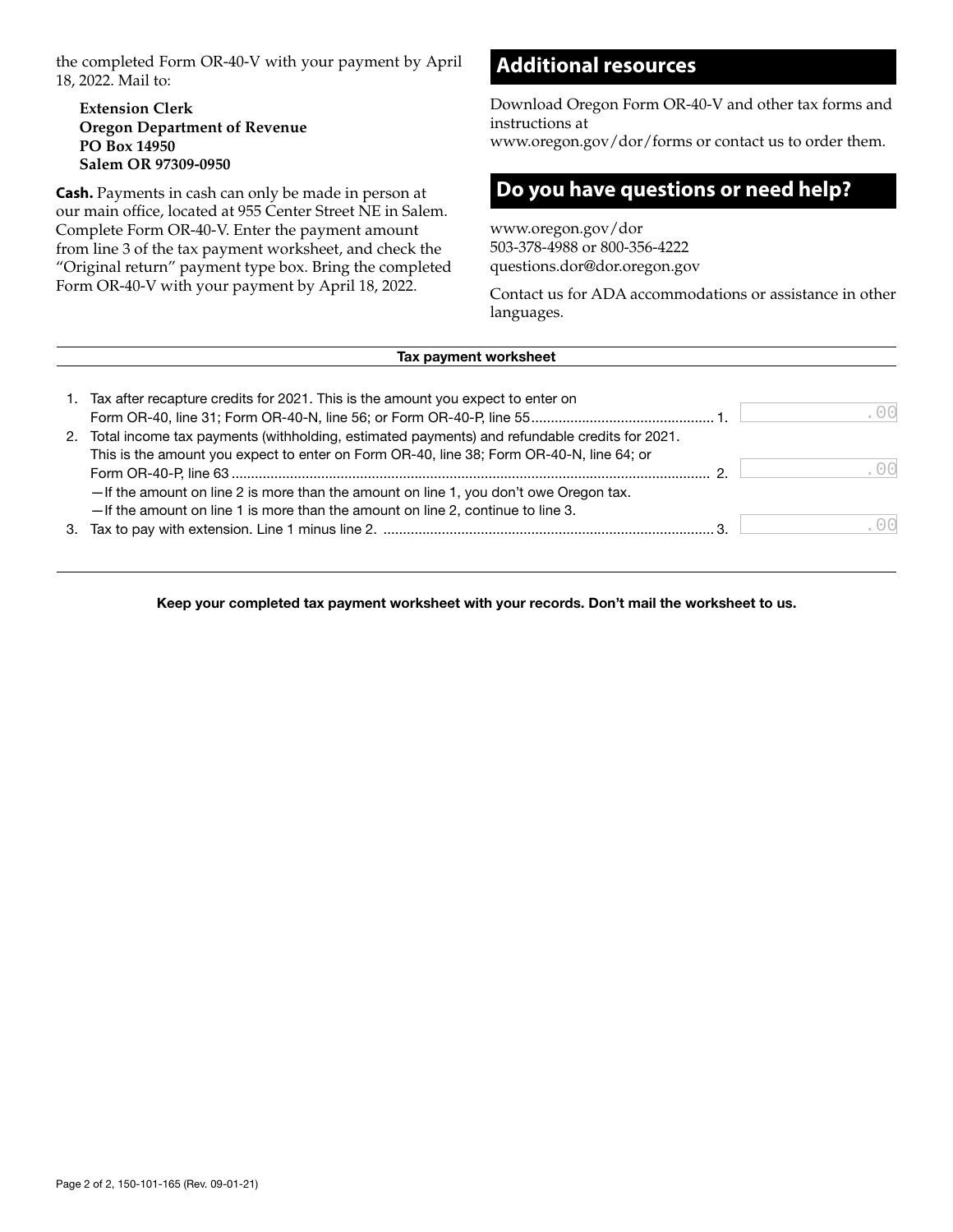the completed Form OR-40-V with your payment by April 18, 2022. Mail to:

**Extension Clerk**
**Oregon Department of Revenue**
**PO Box 14950**
**Salem OR 97309-0950**

**Cash.** Payments in cash can only be made in person at our main office, located at 955 Center Street NE in Salem. Complete Form OR-40-V. Enter the payment amount from line 3 of the tax payment worksheet, and check the "Original return" payment type box. Bring the completed Form OR-40-V with your payment by April 18, 2022.

## Additional resources

Download Oregon Form OR-40-V and other tax forms and instructions at
www.oregon.gov/dor/forms or contact us to order them.

## Do you have questions or need help?

www.oregon.gov/dor
503-378-4988 or 800-356-4222
questions.dor@dor.oregon.gov

Contact us for ADA accommodations or assistance in other languages.

**Tax payment worksheet**

1. Tax after recapture credits for 2021. This is the amount you expect to enter on Form OR-40, line 31; Form OR-40-N, line 56; or Form OR-40-P, line 55 .......... 1. ______.00
2. Total income tax payments (withholding, estimated payments) and refundable credits for 2021. This is the amount you expect to enter on Form OR-40, line 38; Form OR-40-N, line 64; or Form OR-40-P, line 63 .......... 2. ______.00
   —If the amount on line 2 is more than the amount on line 1, you don't owe Oregon tax.
   —If the amount on line 1 is more than the amount on line 2, continue to line 3.
3. Tax to pay with extension. Line 1 minus line 2. .......... 3. ______.00

**Keep your completed tax payment worksheet with your records. Don't mail the worksheet to us.**

150-101-165 (Rev. 09-01-21)